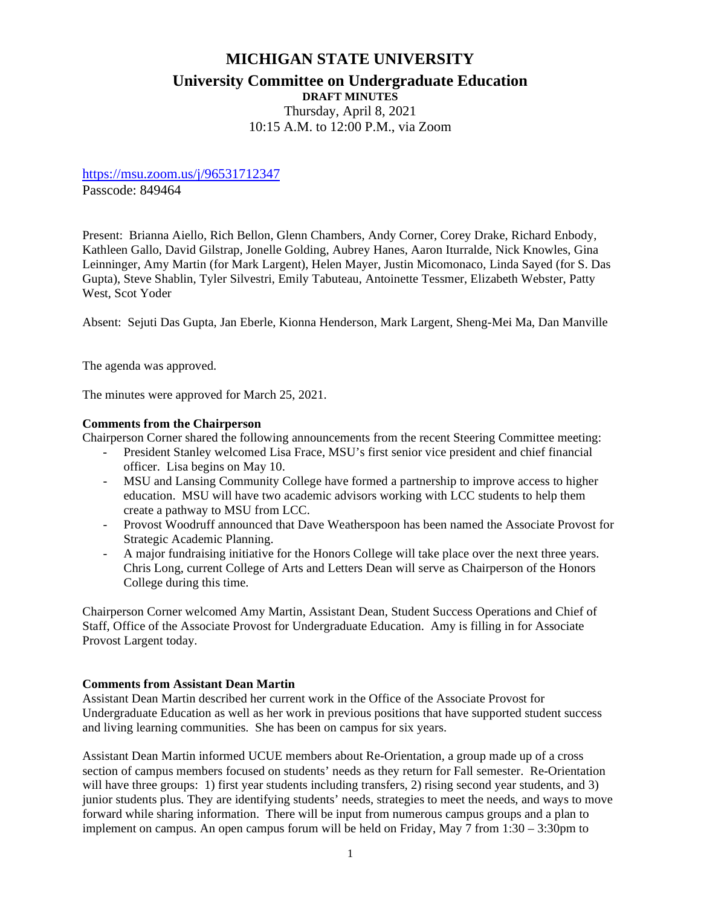# MICHIGAN STATE UNIVERSITY

## University Committee on Undergraduate Education

**DRAFT MINUTES**

Thursday, April 8, 2021

10:15 A.M. to 12:00 P.M., via Zoom

https://msu.zoom.us/j/96531712347

Passcode: 849464

Present: Brianna Aiello, Rich Bellon, Glenn Chambers, Andy Corner, Corey Drake, Richard Enbody, Kathleen Gallo, David Gilstrap, Jonelle Golding, Aubrey Hanes, Aaron Iturralde, Nick Knowles, Gina Leinninger, Amy Martin (for Mark Largent), Helen Mayer, Justin Micomonaco, Linda Sayed (for S. Das Gupta), Steve Shablin, Tyler Silvestri, Emily Tabuteau, Antoinette Tessmer, Elizabeth Webster, Patty West, Scot Yoder

Absent: Sejuti Das Gupta, Jan Eberle, Kionna Henderson, Mark Largent, Sheng-Mei Ma, Dan Manville

The agenda was approved.

The minutes were approved for March 25, 2021.

**Comments from the Chairperson**

Chairperson Corner shared the following announcements from the recent Steering Committee meeting:

- President Stanley welcomed Lisa Frace, MSU's first senior vice president and chief financial officer. Lisa begins on May 10.
- MSU and Lansing Community College have formed a partnership to improve access to higher education. MSU will have two academic advisors working with LCC students to help them create a pathway to MSU from LCC.
- Provost Woodruff announced that Dave Weatherspoon has been named the Associate Provost for Strategic Academic Planning.
- A major fundraising initiative for the Honors College will take place over the next three years. Chris Long, current College of Arts and Letters Dean will serve as Chairperson of the Honors College during this time.

Chairperson Corner welcomed Amy Martin, Assistant Dean, Student Success Operations and Chief of Staff, Office of the Associate Provost for Undergraduate Education. Amy is filling in for Associate Provost Largent today.

**Comments from Assistant Dean Martin**

Assistant Dean Martin described her current work in the Office of the Associate Provost for Undergraduate Education as well as her work in previous positions that have supported student success and living learning communities. She has been on campus for six years.

Assistant Dean Martin informed UCUE members about Re-Orientation, a group made up of a cross section of campus members focused on students' needs as they return for Fall semester. Re-Orientation will have three groups: 1) first year students including transfers, 2) rising second year students, and 3) junior students plus. They are identifying students' needs, strategies to meet the needs, and ways to move forward while sharing information. There will be input from numerous campus groups and a plan to implement on campus. An open campus forum will be held on Friday, May 7 from 1:30 – 3:30pm to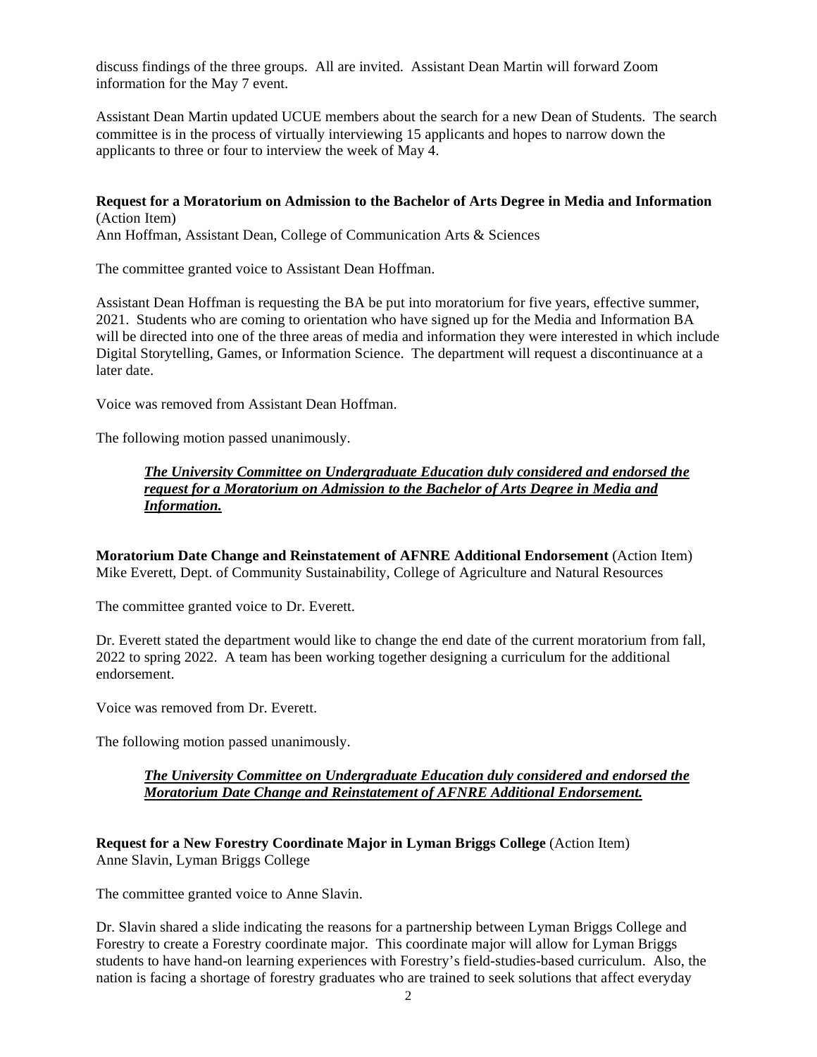discuss findings of the three groups. All are invited. Assistant Dean Martin will forward Zoom information for the May 7 event.

Assistant Dean Martin updated UCUE members about the search for a new Dean of Students. The search committee is in the process of virtually interviewing 15 applicants and hopes to narrow down the applicants to three or four to interview the week of May 4.

**Request for a Moratorium on Admission to the Bachelor of Arts Degree in Media and Information** (Action Item)
Ann Hoffman, Assistant Dean, College of Communication Arts & Sciences

The committee granted voice to Assistant Dean Hoffman.

Assistant Dean Hoffman is requesting the BA be put into moratorium for five years, effective summer, 2021. Students who are coming to orientation who have signed up for the Media and Information BA will be directed into one of the three areas of media and information they were interested in which include Digital Storytelling, Games, or Information Science. The department will request a discontinuance at a later date.

Voice was removed from Assistant Dean Hoffman.

The following motion passed unanimously.

> ***The University Committee on Undergraduate Education duly considered and endorsed the request for a Moratorium on Admission to the Bachelor of Arts Degree in Media and Information.***

**Moratorium Date Change and Reinstatement of AFNRE Additional Endorsement** (Action Item)
Mike Everett, Dept. of Community Sustainability, College of Agriculture and Natural Resources

The committee granted voice to Dr. Everett.

Dr. Everett stated the department would like to change the end date of the current moratorium from fall, 2022 to spring 2022. A team has been working together designing a curriculum for the additional endorsement.

Voice was removed from Dr. Everett.

The following motion passed unanimously.

> ***The University Committee on Undergraduate Education duly considered and endorsed the Moratorium Date Change and Reinstatement of AFNRE Additional Endorsement.***

**Request for a New Forestry Coordinate Major in Lyman Briggs College** (Action Item)
Anne Slavin, Lyman Briggs College

The committee granted voice to Anne Slavin.

Dr. Slavin shared a slide indicating the reasons for a partnership between Lyman Briggs College and Forestry to create a Forestry coordinate major. This coordinate major will allow for Lyman Briggs students to have hand-on learning experiences with Forestry's field-studies-based curriculum. Also, the nation is facing a shortage of forestry graduates who are trained to seek solutions that affect everyday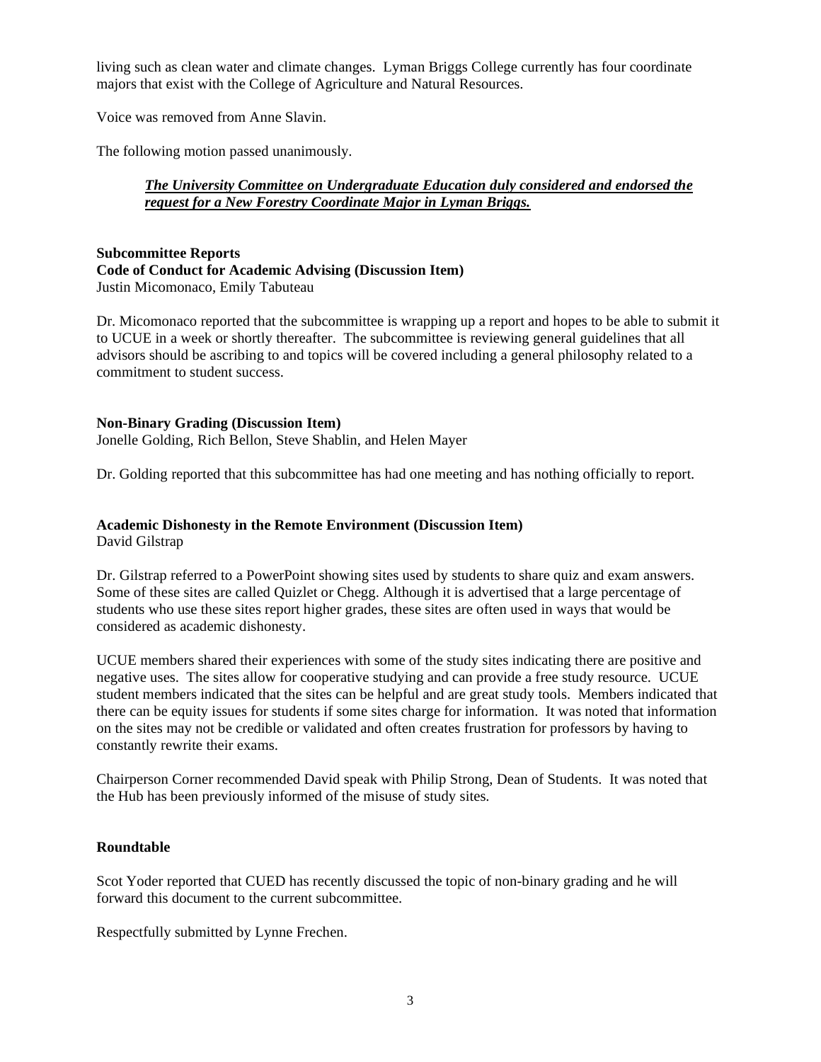living such as clean water and climate changes. Lyman Briggs College currently has four coordinate majors that exist with the College of Agriculture and Natural Resources.

Voice was removed from Anne Slavin.

The following motion passed unanimously.

> ***The University Committee on Undergraduate Education duly considered and endorsed the request for a New Forestry Coordinate Major in Lyman Briggs.***

**Subcommittee Reports**

**Code of Conduct for Academic Advising (Discussion Item)**
Justin Micomonaco, Emily Tabuteau

Dr. Micomonaco reported that the subcommittee is wrapping up a report and hopes to be able to submit it to UCUE in a week or shortly thereafter. The subcommittee is reviewing general guidelines that all advisors should be ascribing to and topics will be covered including a general philosophy related to a commitment to student success.

**Non-Binary Grading (Discussion Item)**
Jonelle Golding, Rich Bellon, Steve Shablin, and Helen Mayer

Dr. Golding reported that this subcommittee has had one meeting and has nothing officially to report.

**Academic Dishonesty in the Remote Environment (Discussion Item)**
David Gilstrap

Dr. Gilstrap referred to a PowerPoint showing sites used by students to share quiz and exam answers. Some of these sites are called Quizlet or Chegg. Although it is advertised that a large percentage of students who use these sites report higher grades, these sites are often used in ways that would be considered as academic dishonesty.

UCUE members shared their experiences with some of the study sites indicating there are positive and negative uses. The sites allow for cooperative studying and can provide a free study resource. UCUE student members indicated that the sites can be helpful and are great study tools. Members indicated that there can be equity issues for students if some sites charge for information. It was noted that information on the sites may not be credible or validated and often creates frustration for professors by having to constantly rewrite their exams.

Chairperson Corner recommended David speak with Philip Strong, Dean of Students. It was noted that the Hub has been previously informed of the misuse of study sites.

**Roundtable**

Scot Yoder reported that CUED has recently discussed the topic of non-binary grading and he will forward this document to the current subcommittee.

Respectfully submitted by Lynne Frechen.